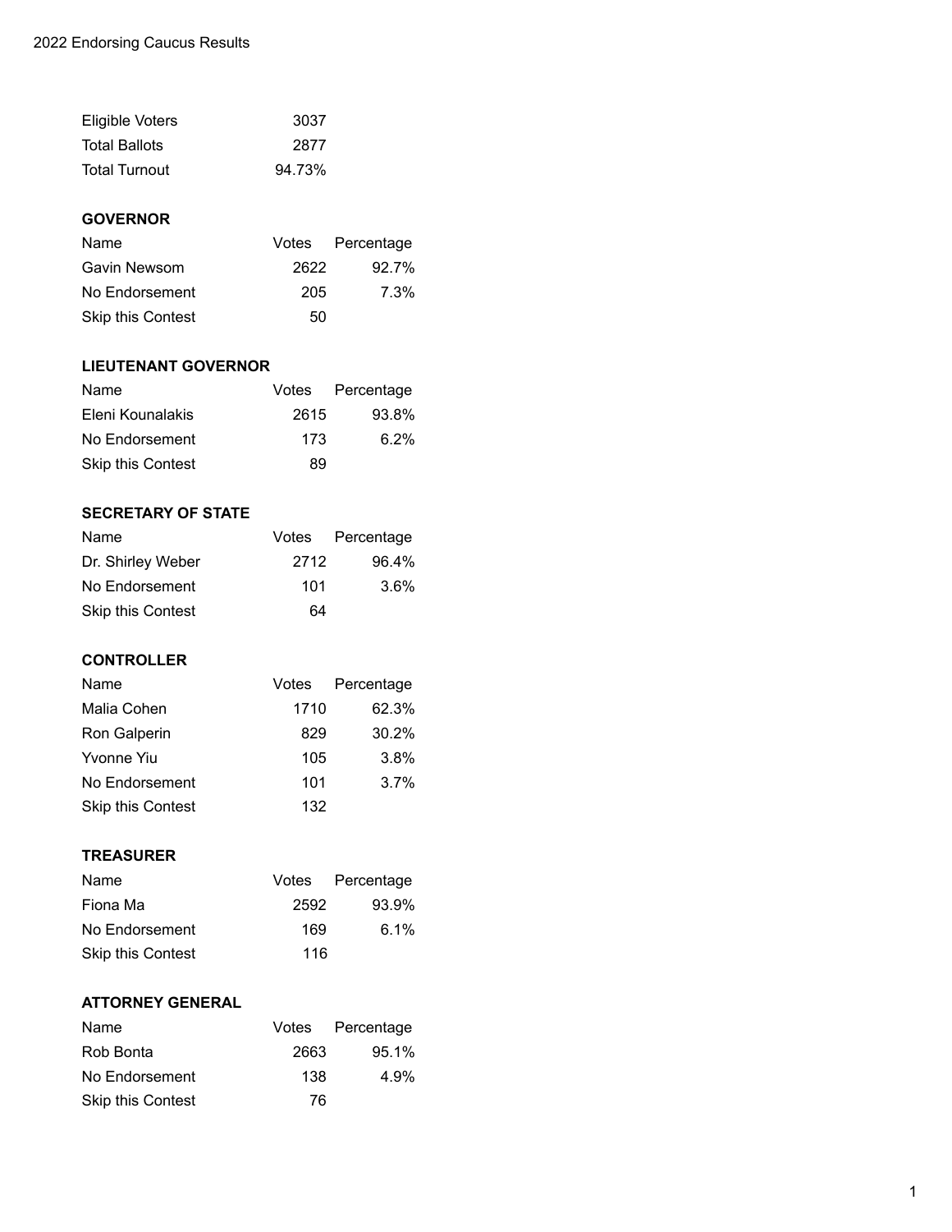# 2022 Endorsing Caucus Results

| | |
|---|---|
| Eligible Voters | 3037 |
| Total Ballots | 2877 |
| Total Turnout | 94.73% |

### GOVERNOR

| Name | Votes | Percentage |
|---|---|---|
| Gavin Newsom | 2622 | 92.7% |
| No Endorsement | 205 | 7.3% |
| Skip this Contest | 50 | |

### LIEUTENANT GOVERNOR

| Name | Votes | Percentage |
|---|---|---|
| Eleni Kounalakis | 2615 | 93.8% |
| No Endorsement | 173 | 6.2% |
| Skip this Contest | 89 | |

### SECRETARY OF STATE

| Name | Votes | Percentage |
|---|---|---|
| Dr. Shirley Weber | 2712 | 96.4% |
| No Endorsement | 101 | 3.6% |
| Skip this Contest | 64 | |

### CONTROLLER

| Name | Votes | Percentage |
|---|---|---|
| Malia Cohen | 1710 | 62.3% |
| Ron Galperin | 829 | 30.2% |
| Yvonne Yiu | 105 | 3.8% |
| No Endorsement | 101 | 3.7% |
| Skip this Contest | 132 | |

### TREASURER

| Name | Votes | Percentage |
|---|---|---|
| Fiona Ma | 2592 | 93.9% |
| No Endorsement | 169 | 6.1% |
| Skip this Contest | 116 | |

### ATTORNEY GENERAL

| Name | Votes | Percentage |
|---|---|---|
| Rob Bonta | 2663 | 95.1% |
| No Endorsement | 138 | 4.9% |
| Skip this Contest | 76 | |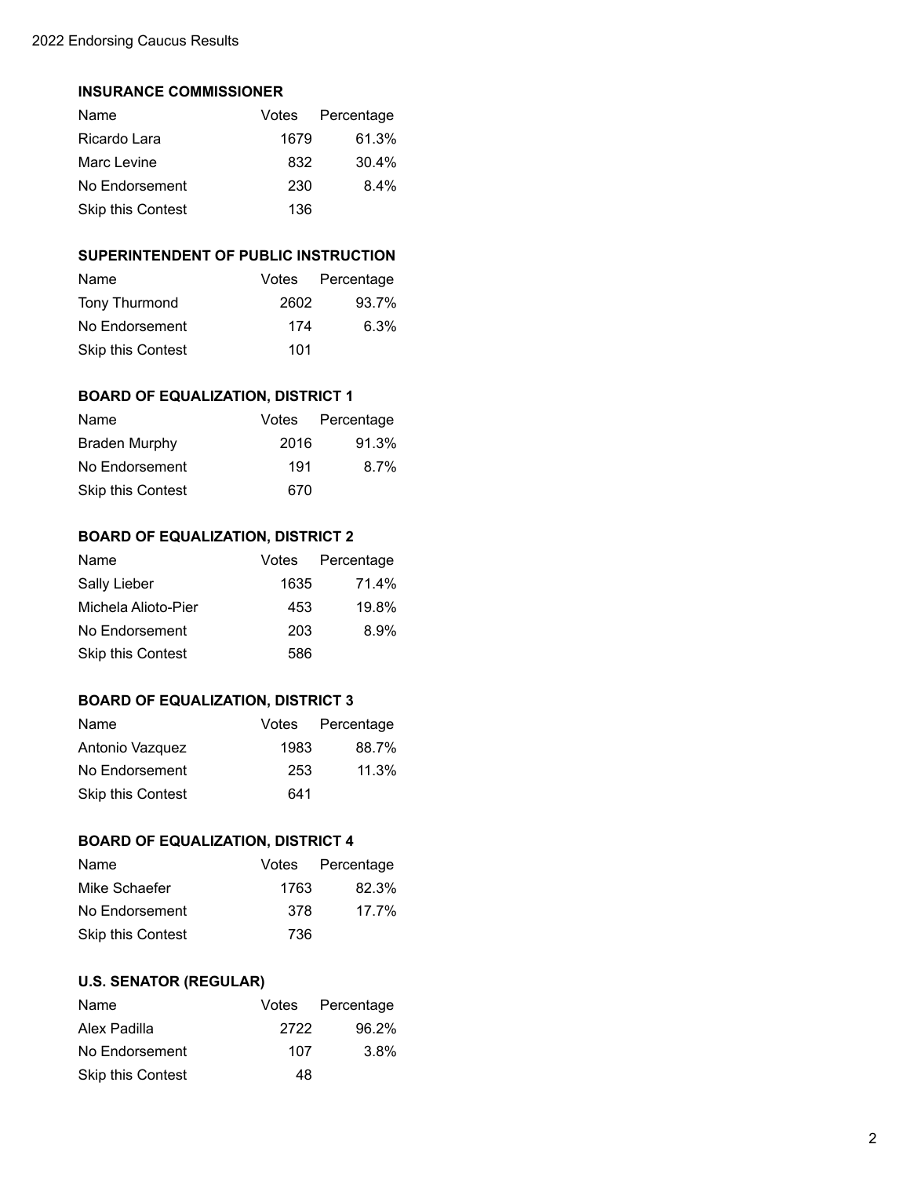### INSURANCE COMMISSIONER

| Name | Votes | Percentage |
|---|---|---|
| Ricardo Lara | 1679 | 61.3% |
| Marc Levine | 832 | 30.4% |
| No Endorsement | 230 | 8.4% |
| Skip this Contest | 136 | |

### SUPERINTENDENT OF PUBLIC INSTRUCTION

| Name | Votes | Percentage |
|---|---|---|
| Tony Thurmond | 2602 | 93.7% |
| No Endorsement | 174 | 6.3% |
| Skip this Contest | 101 | |

### BOARD OF EQUALIZATION, DISTRICT 1

| Name | Votes | Percentage |
|---|---|---|
| Braden Murphy | 2016 | 91.3% |
| No Endorsement | 191 | 8.7% |
| Skip this Contest | 670 | |

### BOARD OF EQUALIZATION, DISTRICT 2

| Name | Votes | Percentage |
|---|---|---|
| Sally Lieber | 1635 | 71.4% |
| Michela Alioto-Pier | 453 | 19.8% |
| No Endorsement | 203 | 8.9% |
| Skip this Contest | 586 | |

### BOARD OF EQUALIZATION, DISTRICT 3

| Name | Votes | Percentage |
|---|---|---|
| Antonio Vazquez | 1983 | 88.7% |
| No Endorsement | 253 | 11.3% |
| Skip this Contest | 641 | |

### BOARD OF EQUALIZATION, DISTRICT 4

| Name | Votes | Percentage |
|---|---|---|
| Mike Schaefer | 1763 | 82.3% |
| No Endorsement | 378 | 17.7% |
| Skip this Contest | 736 | |

### U.S. SENATOR (REGULAR)

| Name | Votes | Percentage |
|---|---|---|
| Alex Padilla | 2722 | 96.2% |
| No Endorsement | 107 | 3.8% |
| Skip this Contest | 48 | |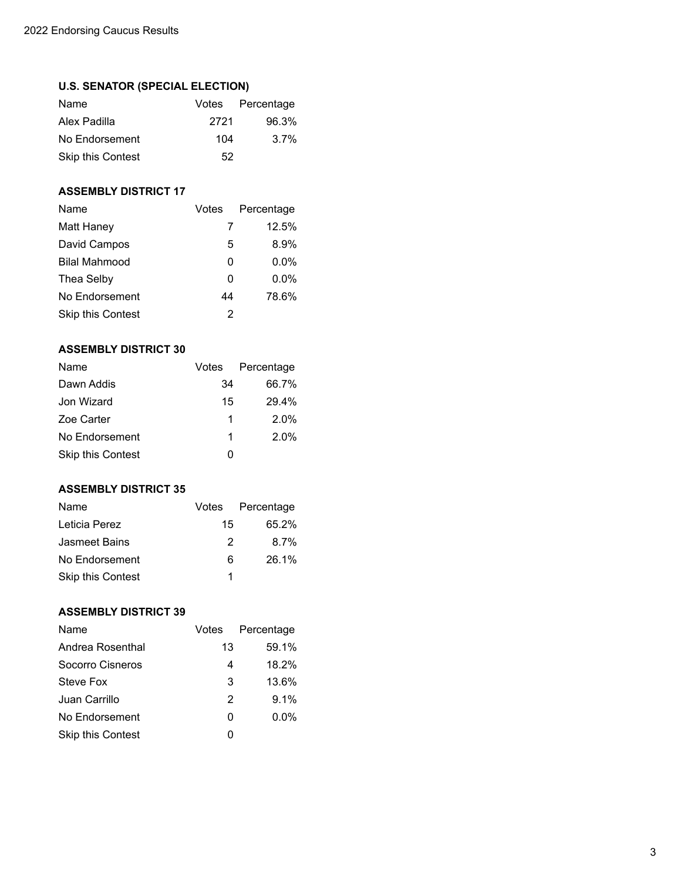### U.S. SENATOR (SPECIAL ELECTION)

| Name | Votes | Percentage |
|---|---|---|
| Alex Padilla | 2721 | 96.3% |
| No Endorsement | 104 | 3.7% |
| Skip this Contest | 52 | |

### ASSEMBLY DISTRICT 17

| Name | Votes | Percentage |
|---|---|---|
| Matt Haney | 7 | 12.5% |
| David Campos | 5 | 8.9% |
| Bilal Mahmood | 0 | 0.0% |
| Thea Selby | 0 | 0.0% |
| No Endorsement | 44 | 78.6% |
| Skip this Contest | 2 | |

### ASSEMBLY DISTRICT 30

| Name | Votes | Percentage |
|---|---|---|
| Dawn Addis | 34 | 66.7% |
| Jon Wizard | 15 | 29.4% |
| Zoe Carter | 1 | 2.0% |
| No Endorsement | 1 | 2.0% |
| Skip this Contest | 0 | |

### ASSEMBLY DISTRICT 35

| Name | Votes | Percentage |
|---|---|---|
| Leticia Perez | 15 | 65.2% |
| Jasmeet Bains | 2 | 8.7% |
| No Endorsement | 6 | 26.1% |
| Skip this Contest | 1 | |

### ASSEMBLY DISTRICT 39

| Name | Votes | Percentage |
|---|---|---|
| Andrea Rosenthal | 13 | 59.1% |
| Socorro Cisneros | 4 | 18.2% |
| Steve Fox | 3 | 13.6% |
| Juan Carrillo | 2 | 9.1% |
| No Endorsement | 0 | 0.0% |
| Skip this Contest | 0 | |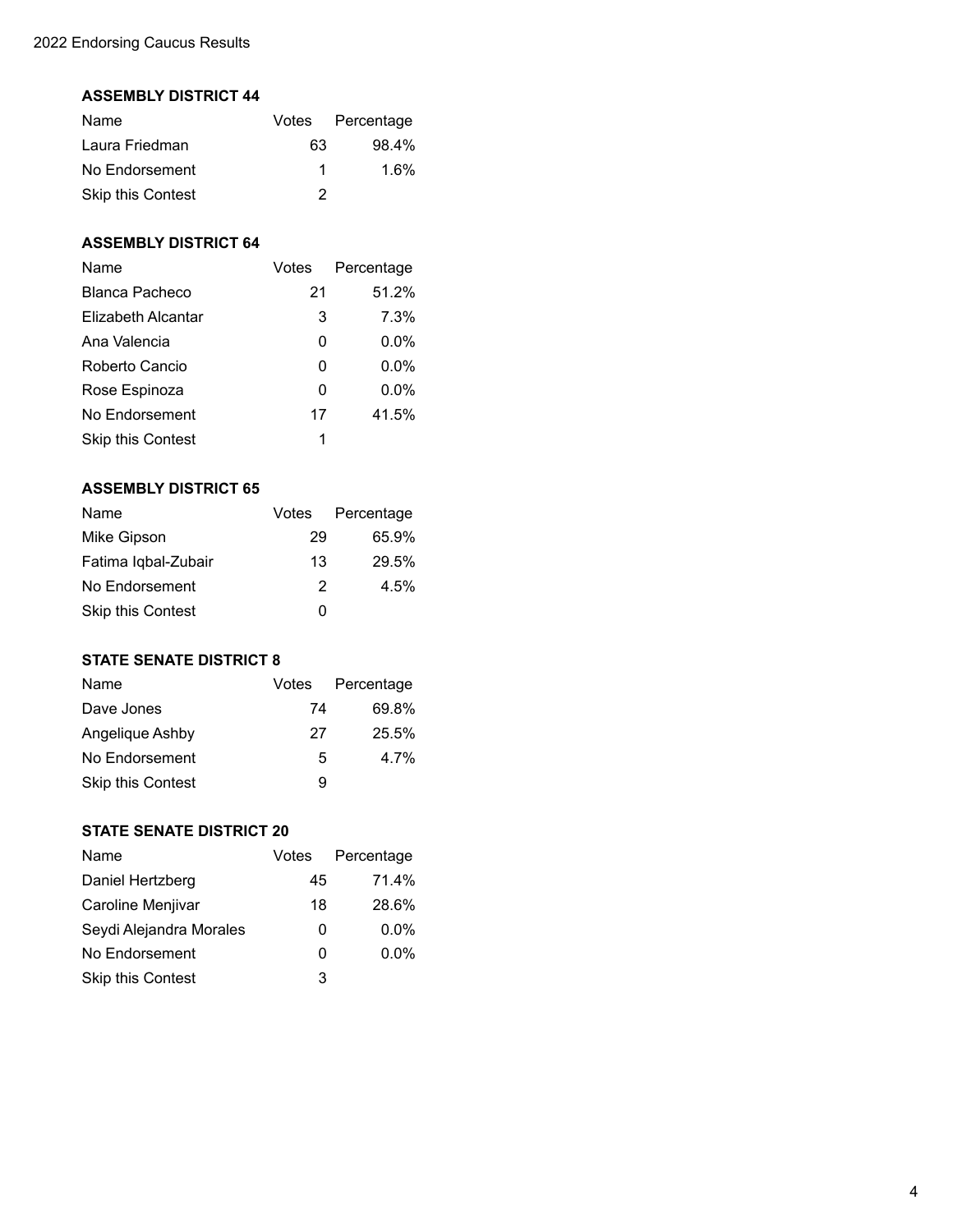### ASSEMBLY DISTRICT 44

| Name | Votes | Percentage |
|---|---|---|
| Laura Friedman | 63 | 98.4% |
| No Endorsement | 1 | 1.6% |
| Skip this Contest | 2 | |

### ASSEMBLY DISTRICT 64

| Name | Votes | Percentage |
|---|---|---|
| Blanca Pacheco | 21 | 51.2% |
| Elizabeth Alcantar | 3 | 7.3% |
| Ana Valencia | 0 | 0.0% |
| Roberto Cancio | 0 | 0.0% |
| Rose Espinoza | 0 | 0.0% |
| No Endorsement | 17 | 41.5% |
| Skip this Contest | 1 | |

### ASSEMBLY DISTRICT 65

| Name | Votes | Percentage |
|---|---|---|
| Mike Gipson | 29 | 65.9% |
| Fatima Iqbal-Zubair | 13 | 29.5% |
| No Endorsement | 2 | 4.5% |
| Skip this Contest | 0 | |

### STATE SENATE DISTRICT 8

| Name | Votes | Percentage |
|---|---|---|
| Dave Jones | 74 | 69.8% |
| Angelique Ashby | 27 | 25.5% |
| No Endorsement | 5 | 4.7% |
| Skip this Contest | 9 | |

### STATE SENATE DISTRICT 20

| Name | Votes | Percentage |
|---|---|---|
| Daniel Hertzberg | 45 | 71.4% |
| Caroline Menjivar | 18 | 28.6% |
| Seydi Alejandra Morales | 0 | 0.0% |
| No Endorsement | 0 | 0.0% |
| Skip this Contest | 3 | |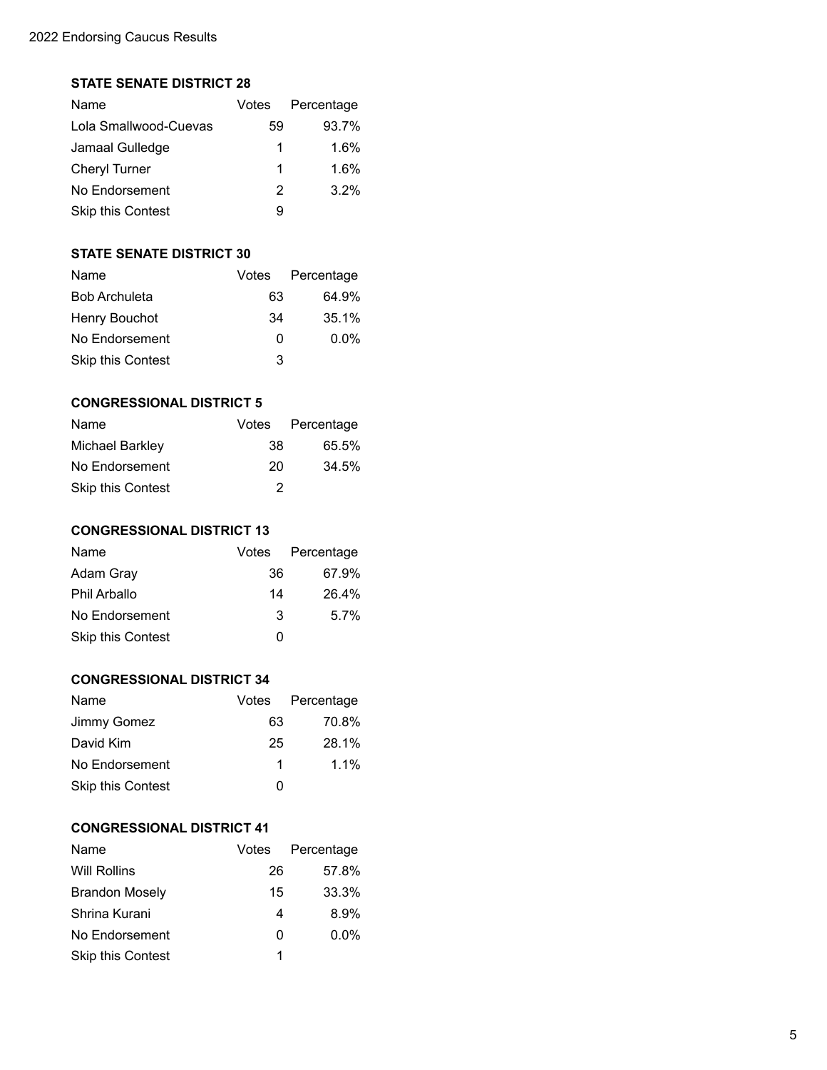### STATE SENATE DISTRICT 28

| Name | Votes | Percentage |
|---|---|---|
| Lola Smallwood-Cuevas | 59 | 93.7% |
| Jamaal Gulledge | 1 | 1.6% |
| Cheryl Turner | 1 | 1.6% |
| No Endorsement | 2 | 3.2% |
| Skip this Contest | 9 | |

### STATE SENATE DISTRICT 30

| Name | Votes | Percentage |
|---|---|---|
| Bob Archuleta | 63 | 64.9% |
| Henry Bouchot | 34 | 35.1% |
| No Endorsement | 0 | 0.0% |
| Skip this Contest | 3 | |

### CONGRESSIONAL DISTRICT 5

| Name | Votes | Percentage |
|---|---|---|
| Michael Barkley | 38 | 65.5% |
| No Endorsement | 20 | 34.5% |
| Skip this Contest | 2 | |

### CONGRESSIONAL DISTRICT 13

| Name | Votes | Percentage |
|---|---|---|
| Adam Gray | 36 | 67.9% |
| Phil Arballo | 14 | 26.4% |
| No Endorsement | 3 | 5.7% |
| Skip this Contest | 0 | |

### CONGRESSIONAL DISTRICT 34

| Name | Votes | Percentage |
|---|---|---|
| Jimmy Gomez | 63 | 70.8% |
| David Kim | 25 | 28.1% |
| No Endorsement | 1 | 1.1% |
| Skip this Contest | 0 | |

### CONGRESSIONAL DISTRICT 41

| Name | Votes | Percentage |
|---|---|---|
| Will Rollins | 26 | 57.8% |
| Brandon Mosely | 15 | 33.3% |
| Shrina Kurani | 4 | 8.9% |
| No Endorsement | 0 | 0.0% |
| Skip this Contest | 1 | |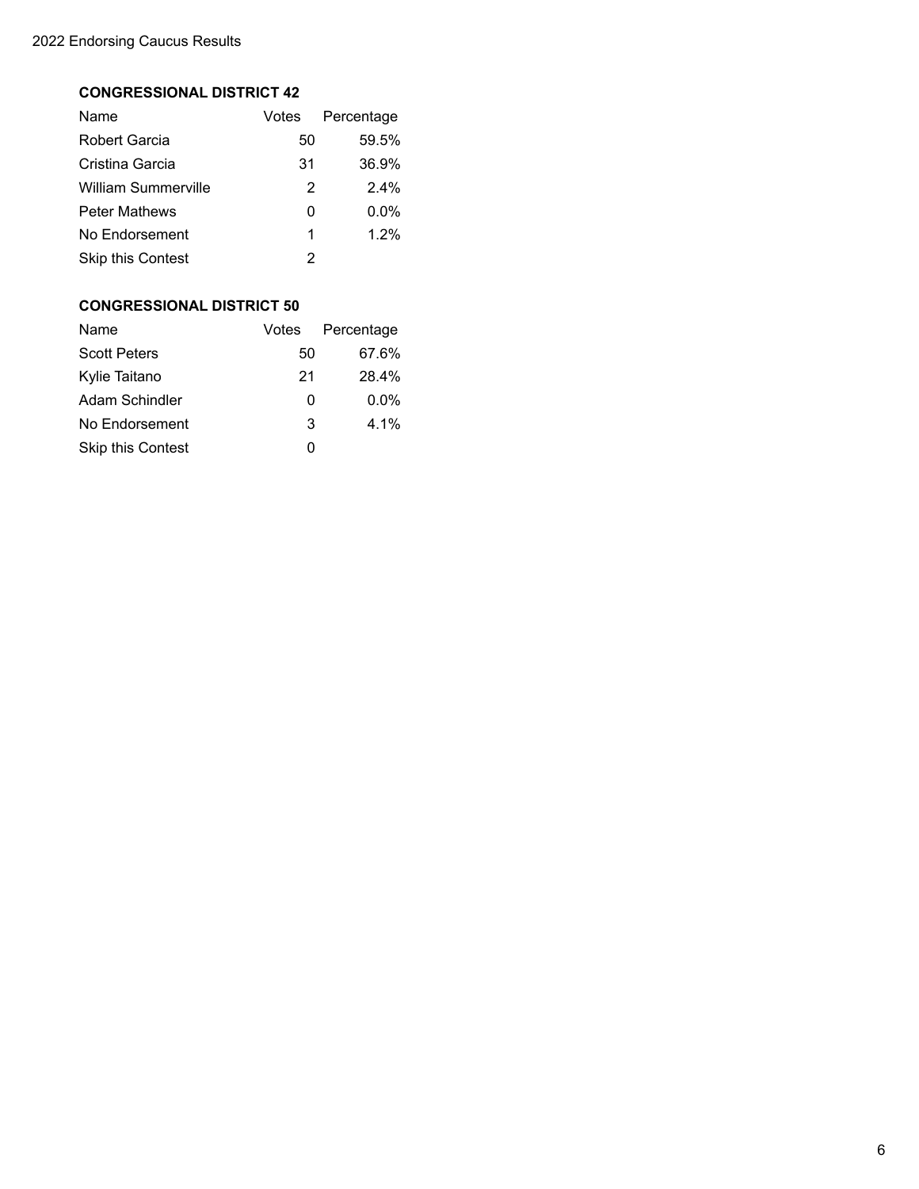### CONGRESSIONAL DISTRICT 42

| Name | Votes | Percentage |
|---|---|---|
| Robert Garcia | 50 | 59.5% |
| Cristina Garcia | 31 | 36.9% |
| William Summerville | 2 | 2.4% |
| Peter Mathews | 0 | 0.0% |
| No Endorsement | 1 | 1.2% |
| Skip this Contest | 2 | |

### CONGRESSIONAL DISTRICT 50

| Name | Votes | Percentage |
|---|---|---|
| Scott Peters | 50 | 67.6% |
| Kylie Taitano | 21 | 28.4% |
| Adam Schindler | 0 | 0.0% |
| No Endorsement | 3 | 4.1% |
| Skip this Contest | 0 | |